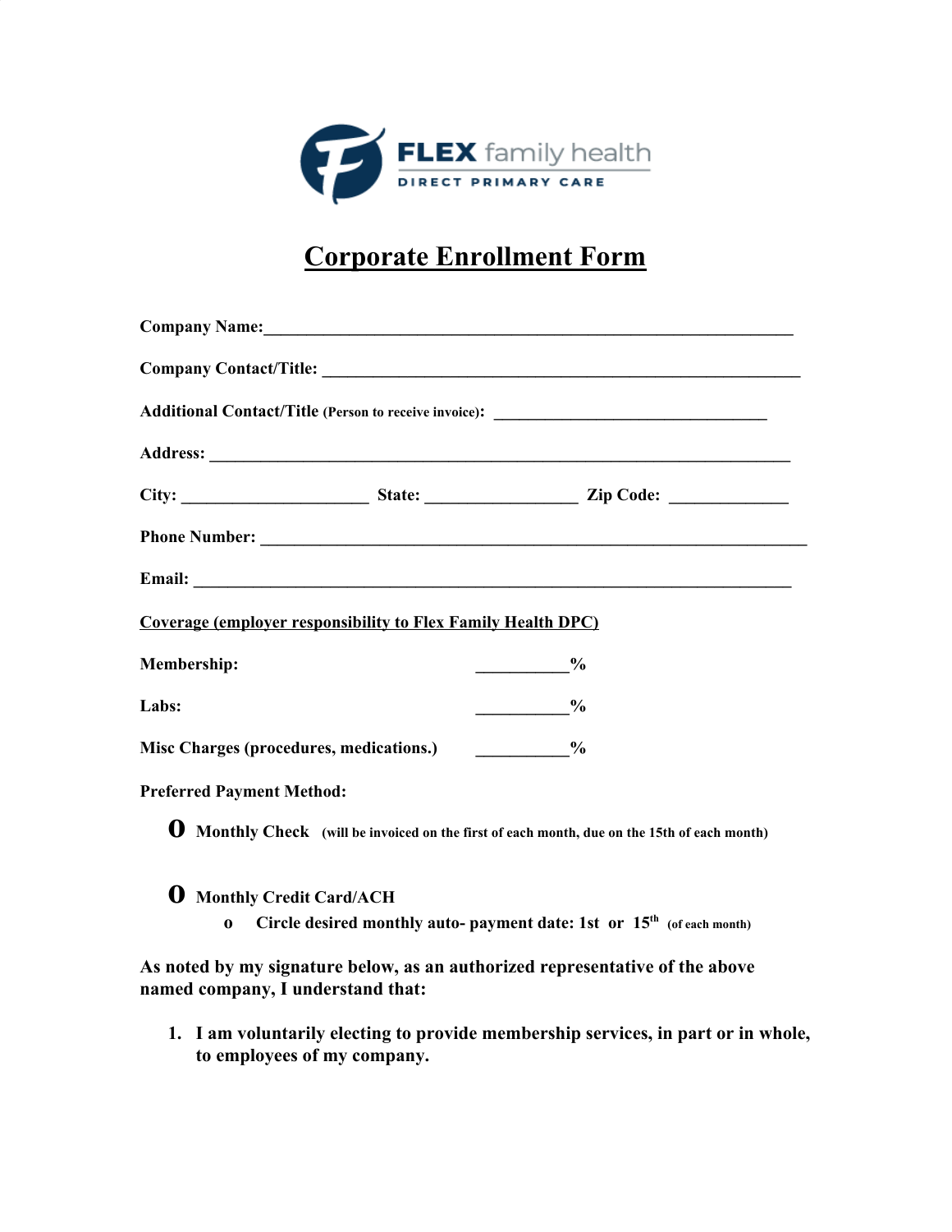**FLEX family health**
**DIRECT PRIMARY CARE**

# Corporate Enrollment Form

**Company Name:**_______________________________________________________________

**Company Contact/Title:** ________________________________________________________

**Additional Contact/Title** (Person to receive invoice)**:** ________________________________

**Address:** _____________________________________________________________________

**City:** _____________________ **State:** _________________ **Zip Code:** _____________

**Phone Number:** _______________________________________________________________

**Email:** _______________________________________________________________________

**Coverage (employer responsibility to Flex Family Health DPC)**

**Membership:** __________%

**Labs:** __________%

**Misc Charges (procedures, medications.)** __________%

**Preferred Payment Method:**

- **o Monthly Check** (will be invoiced on the first of each month, due on the 15th of each month)

- **o Monthly Credit Card/ACH**
  - **o Circle desired monthly auto- payment date: 1st or 15th** (of each month)

**As noted by my signature below, as an authorized representative of the above named company, I understand that:**

1. **I am voluntarily electing to provide membership services, in part or in whole, to employees of my company.**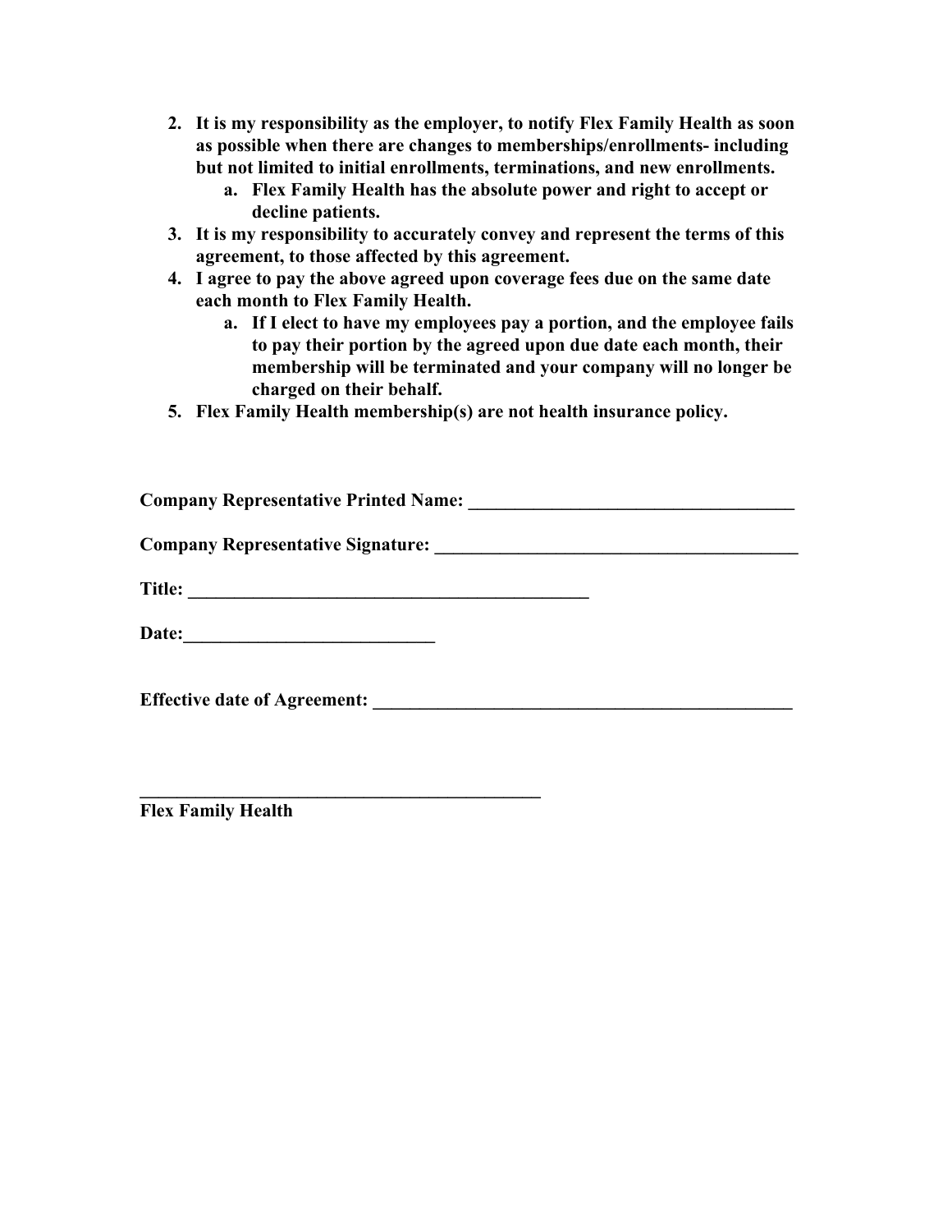2. **It is my responsibility as the employer, to notify Flex Family Health as soon as possible when there are changes to memberships/enrollments- including but not limited to initial enrollments, terminations, and new enrollments.**
    a. **Flex Family Health has the absolute power and right to accept or decline patients.**
3. **It is my responsibility to accurately convey and represent the terms of this agreement, to those affected by this agreement.**
4. **I agree to pay the above agreed upon coverage fees due on the same date each month to Flex Family Health.**
    a. **If I elect to have my employees pay a portion, and the employee fails to pay their portion by the agreed upon due date each month, their membership will be terminated and your company will no longer be charged on their behalf.**
5. **Flex Family Health membership(s) are not health insurance policy.**

**Company Representative Printed Name: ___________________________________**

**Company Representative Signature: _______________________________________**

**Title: ____________________________________________**

**Date:___________________________**

**Effective date of Agreement: _____________________________________________**

**_____________________________________________**
**Flex Family Health**